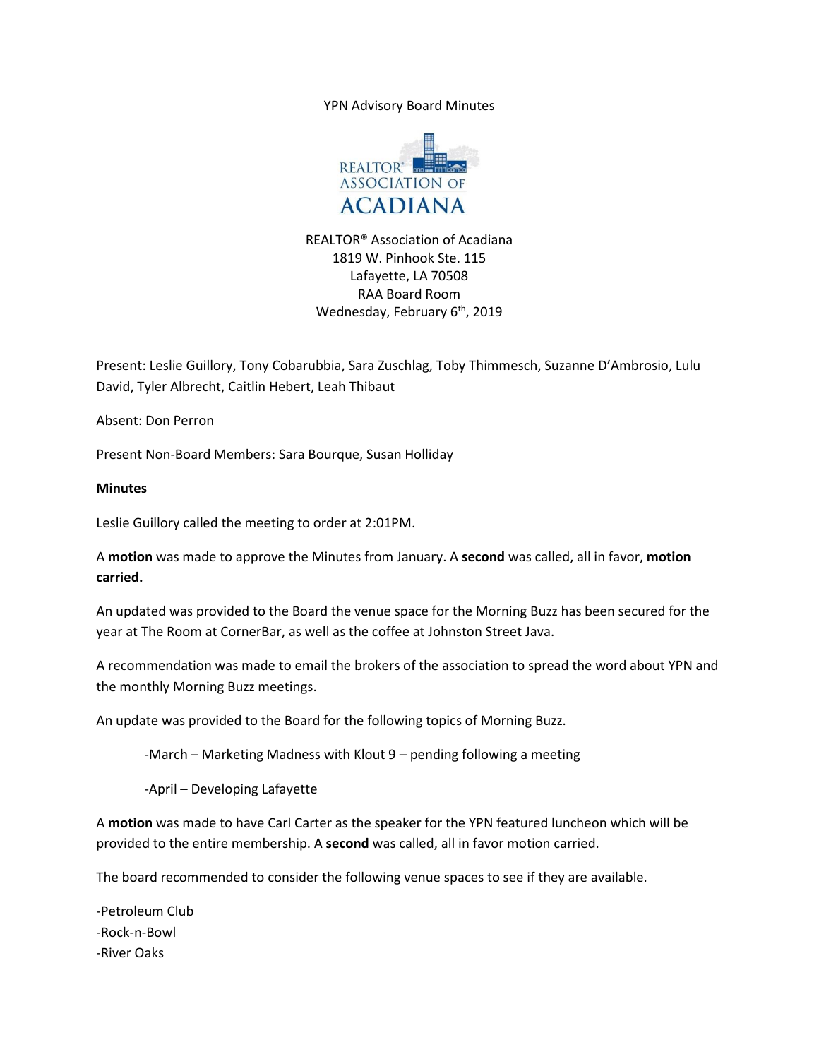YPN Advisory Board Minutes

REALTOR® Association of Acadiana
1819 W. Pinhook Ste. 115
Lafayette, LA 70508
RAA Board Room
Wednesday, February 6th, 2019

Present: Leslie Guillory, Tony Cobarubbia, Sara Zuschlag, Toby Thimmesch, Suzanne D'Ambrosio, Lulu David, Tyler Albrecht, Caitlin Hebert, Leah Thibaut

Absent: Don Perron

Present Non-Board Members: Sara Bourque, Susan Holliday

**Minutes**

Leslie Guillory called the meeting to order at 2:01PM.

A **motion** was made to approve the Minutes from January. A **second** was called, all in favor, **motion carried.**

An updated was provided to the Board the venue space for the Morning Buzz has been secured for the year at The Room at CornerBar, as well as the coffee at Johnston Street Java.

A recommendation was made to email the brokers of the association to spread the word about YPN and the monthly Morning Buzz meetings.

An update was provided to the Board for the following topics of Morning Buzz.

> -March – Marketing Madness with Klout 9 – pending following a meeting
>
> -April – Developing Lafayette

A **motion** was made to have Carl Carter as the speaker for the YPN featured luncheon which will be provided to the entire membership. A **second** was called, all in favor motion carried.

The board recommended to consider the following venue spaces to see if they are available.

-Petroleum Club
-Rock-n-Bowl
-River Oaks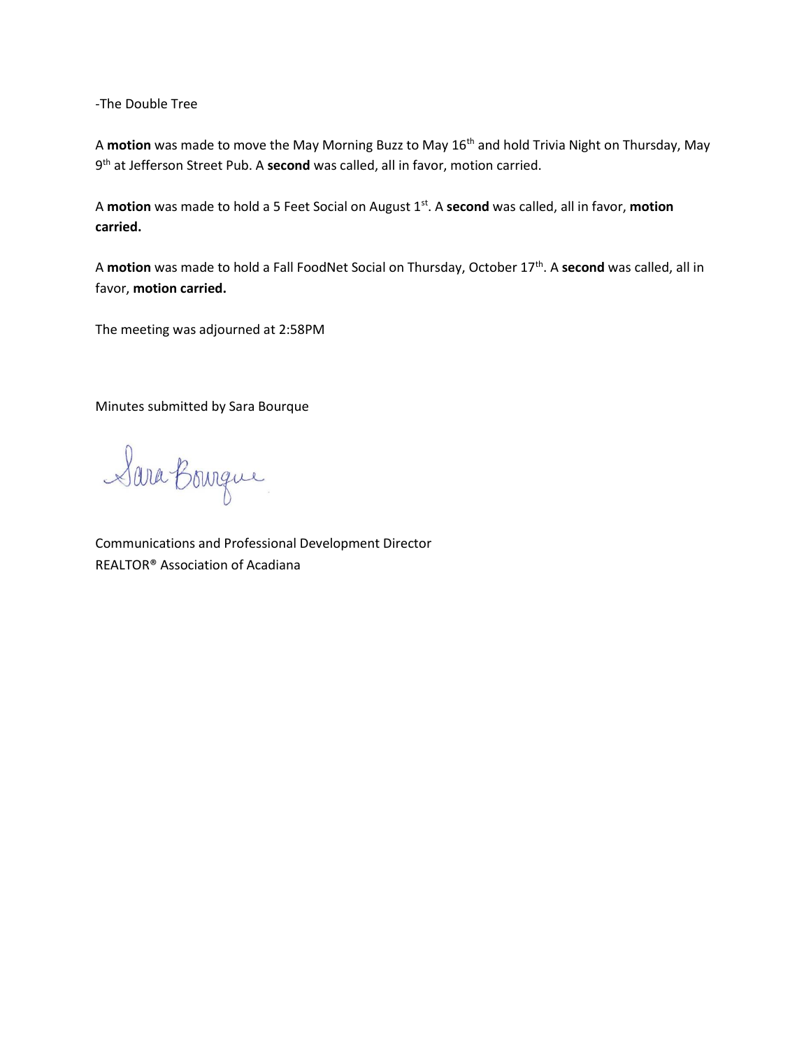-The Double Tree

A **motion** was made to move the May Morning Buzz to May 16th and hold Trivia Night on Thursday, May 9th at Jefferson Street Pub. A **second** was called, all in favor, motion carried.

A **motion** was made to hold a 5 Feet Social on August 1st. A **second** was called, all in favor, **motion carried.**

A **motion** was made to hold a Fall FoodNet Social on Thursday, October 17th. A **second** was called, all in favor, **motion carried.**

The meeting was adjourned at 2:58PM

Minutes submitted by Sara Bourque

Sara Bourque

Communications and Professional Development Director
REALTOR® Association of Acadiana